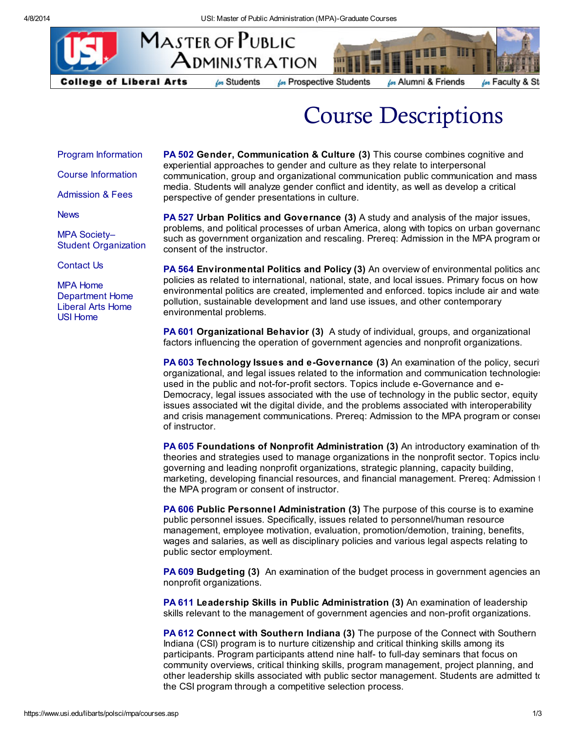# Master of Public Administration

**College of Liberal Arts** | for Students | for Prospective Students | for Alumni & Friends | for Faculty & St

## Course Descriptions

- Program Information
- Course Information
- Admission & Fees
- News
- MPA Society– Student Organization
- Contact Us
- MPA Home
- Department Home
- Liberal Arts Home
- USI Home

**PA 502 Gender, Communication & Culture (3)** This course combines cognitive and experiential approaches to gender and culture as they relate to interpersonal communication, group and organizational communication public communication and mass media. Students will analyze gender conflict and identity, as well as develop a critical perspective of gender presentations in culture.

**PA 527 Urban Politics and Governance (3)** A study and analysis of the major issues, problems, and political processes of urban America, along with topics on urban governanc such as government organization and rescaling. Prereq: Admission in the MPA program or consent of the instructor.

**PA 564 Environmental Politics and Policy (3)** An overview of environmental politics anc policies as related to international, national, state, and local issues. Primary focus on how environmental politics are created, implemented and enforced. topics include air and wate pollution, sustainable development and land use issues, and other contemporary environmental problems.

**PA 601 Organizational Behavior (3)** A study of individual, groups, and organizational factors influencing the operation of government agencies and nonprofit organizations.

**PA 603 Technology Issues and e-Governance (3)** An examination of the policy, securi organizational, and legal issues related to the information and communication technologie used in the public and not-for-profit sectors. Topics include e-Governance and e-Democracy, legal issues associated with the use of technology in the public sector, equity issues associated wit the digital divide, and the problems associated with interoperability and crisis management communications. Prereq: Admission to the MPA program or conse of instructor.

**PA 605 Foundations of Nonprofit Administration (3)** An introductory examination of th theories and strategies used to manage organizations in the nonprofit sector. Topics inclu governing and leading nonprofit organizations, strategic planning, capacity building, marketing, developing financial resources, and financial management. Prereq: Admission t the MPA program or consent of instructor.

**PA 606 Public Personnel Administration (3)** The purpose of this course is to examine public personnel issues. Specifically, issues related to personnel/human resource management, employee motivation, evaluation, promotion/demotion, training, benefits, wages and salaries, as well as disciplinary policies and various legal aspects relating to public sector employment.

**PA 609 Budgeting (3)** An examination of the budget process in government agencies an nonprofit organizations.

**PA 611 Leadership Skills in Public Administration (3)** An examination of leadership skills relevant to the management of government agencies and non-profit organizations.

**PA 612 Connect with Southern Indiana (3)** The purpose of the Connect with Southern Indiana (CSI) program is to nurture citizenship and critical thinking skills among its participants. Program participants attend nine half- to full-day seminars that focus on community overviews, critical thinking skills, program management, project planning, and other leadership skills associated with public sector management. Students are admitted t the CSI program through a competitive selection process.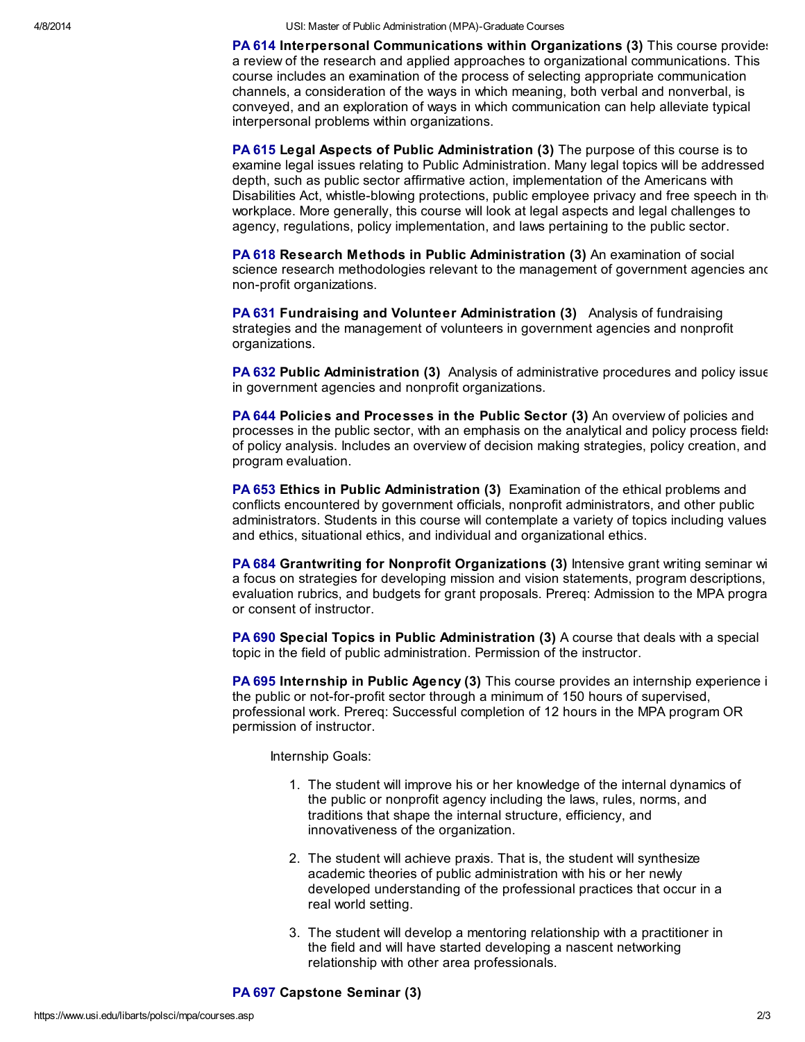**PA 614 Interpersonal Communications within Organizations (3)** This course provides a review of the research and applied approaches to organizational communications. This course includes an examination of the process of selecting appropriate communication channels, a consideration of the ways in which meaning, both verbal and nonverbal, is conveyed, and an exploration of ways in which communication can help alleviate typical interpersonal problems within organizations.

**PA 615 Legal Aspects of Public Administration (3)** The purpose of this course is to examine legal issues relating to Public Administration. Many legal topics will be addressed depth, such as public sector affirmative action, implementation of the Americans with Disabilities Act, whistle-blowing protections, public employee privacy and free speech in the workplace. More generally, this course will look at legal aspects and legal challenges to agency, regulations, policy implementation, and laws pertaining to the public sector.

**PA 618 Research Methods in Public Administration (3)** An examination of social science research methodologies relevant to the management of government agencies and non-profit organizations.

**PA 631 Fundraising and Volunteer Administration (3)** Analysis of fundraising strategies and the management of volunteers in government agencies and nonprofit organizations.

**PA 632 Public Administration (3)** Analysis of administrative procedures and policy issues in government agencies and nonprofit organizations.

**PA 644 Policies and Processes in the Public Sector (3)** An overview of policies and processes in the public sector, with an emphasis on the analytical and policy process fields of policy analysis. Includes an overview of decision making strategies, policy creation, and program evaluation.

**PA 653 Ethics in Public Administration (3)** Examination of the ethical problems and conflicts encountered by government officials, nonprofit administrators, and other public administrators. Students in this course will contemplate a variety of topics including values and ethics, situational ethics, and individual and organizational ethics.

**PA 684 Grantwriting for Nonprofit Organizations (3)** Intensive grant writing seminar with a focus on strategies for developing mission and vision statements, program descriptions, evaluation rubrics, and budgets for grant proposals. Prereq: Admission to the MPA program or consent of instructor.

**PA 690 Special Topics in Public Administration (3)** A course that deals with a special topic in the field of public administration. Permission of the instructor.

**PA 695 Internship in Public Agency (3)** This course provides an internship experience in the public or not-for-profit sector through a minimum of 150 hours of supervised, professional work. Prereq: Successful completion of 12 hours in the MPA program OR permission of instructor.

Internship Goals:

1. The student will improve his or her knowledge of the internal dynamics of the public or nonprofit agency including the laws, rules, norms, and traditions that shape the internal structure, efficiency, and innovativeness of the organization.
2. The student will achieve praxis. That is, the student will synthesize academic theories of public administration with his or her newly developed understanding of the professional practices that occur in a real world setting.
3. The student will develop a mentoring relationship with a practitioner in the field and will have started developing a nascent networking relationship with other area professionals.

**PA 697 Capstone Seminar (3)**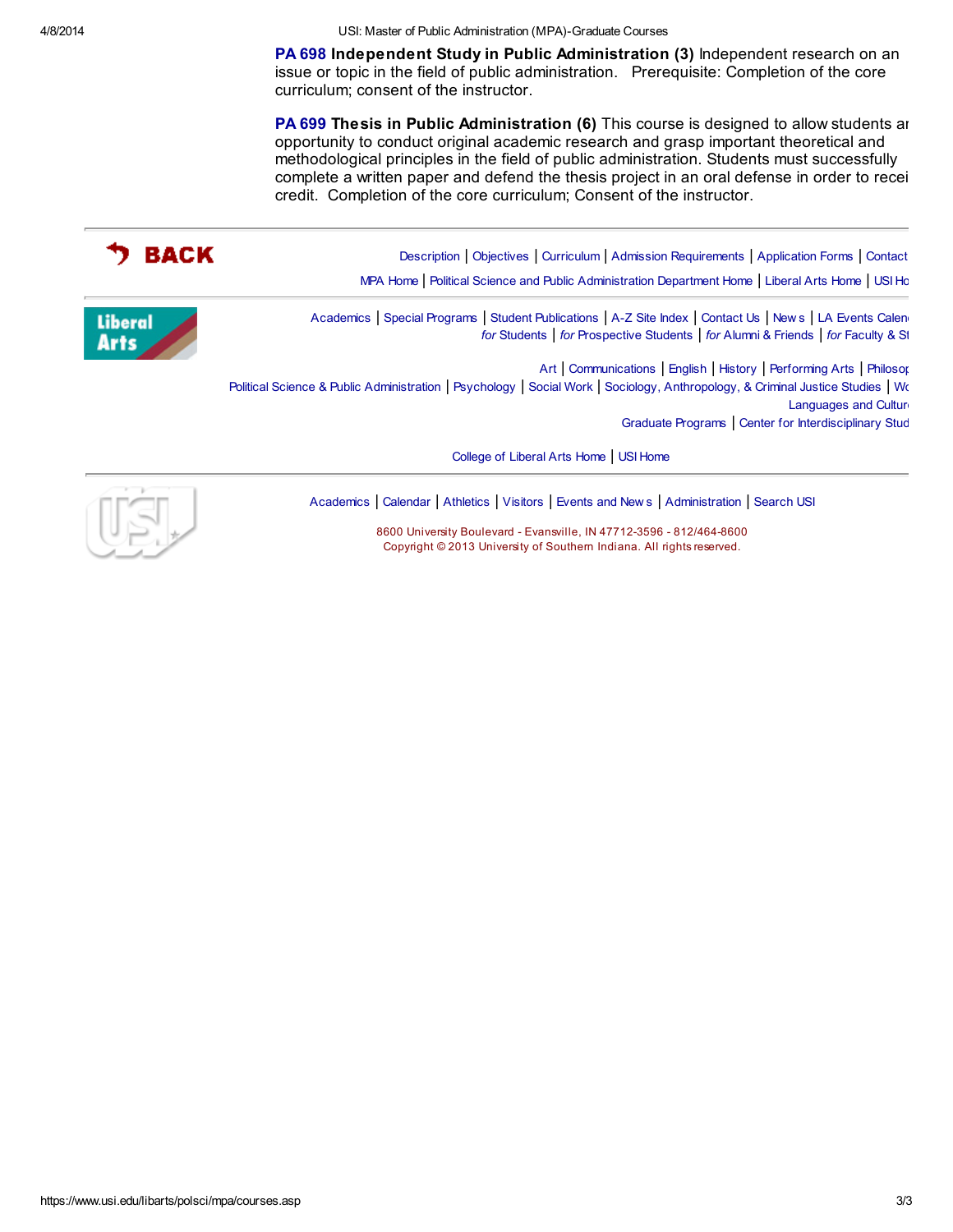**PA 698 Independent Study in Public Administration (3)** Independent research on an issue or topic in the field of public administration. Prerequisite: Completion of the core curriculum; consent of the instructor.

**PA 699 Thesis in Public Administration (6)** This course is designed to allow students ar opportunity to conduct original academic research and grasp important theoretical and methodological principles in the field of public administration. Students must successfully complete a written paper and defend the thesis project in an oral defense in order to recei credit. Completion of the core curriculum; Consent of the instructor.

---

BACK

Description | Objectives | Curriculum | Admission Requirements | Application Forms | Contact

MPA Home | Political Science and Public Administration Department Home | Liberal Arts Home | USI Ho

---

Liberal Arts

Academics | Special Programs | Student Publications | A-Z Site Index | Contact Us | News | LA Events Calen

*for* Students | *for* Prospective Students | *for* Alumni & Friends | *for* Faculty & St

Art | Communications | English | History | Performing Arts | Philosop

Political Science & Public Administration | Psychology | Social Work | Sociology, Anthropology, & Criminal Justice Studies | Wo

Languages and Cultur

Graduate Programs | Center for Interdisciplinary Stud

College of Liberal Arts Home | USI Home

---

Academics | Calendar | Athletics | Visitors | Events and News | Administration | Search USI

8600 University Boulevard - Evansville, IN 47712-3596 - 812/464-8600

Copyright © 2013 University of Southern Indiana. All rights reserved.